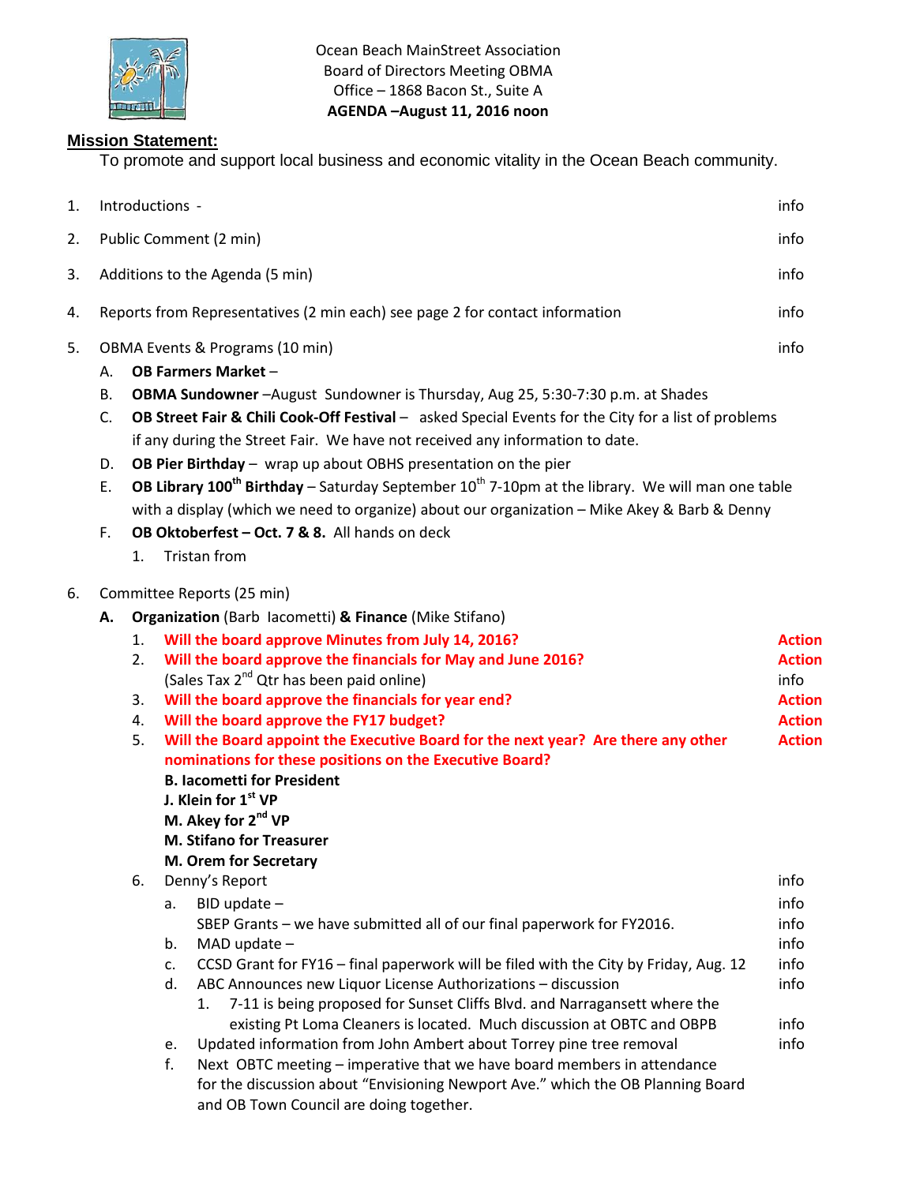Ocean Beach MainStreet Association
Board of Directors Meeting OBMA
Office – 1868 Bacon St., Suite A
**AGENDA –August 11, 2016 noon**

**Mission Statement:**

To promote and support local business and economic vitality in the Ocean Beach community.

1. Introductions - info
2. Public Comment (2 min) info
3. Additions to the Agenda (5 min) info
4. Reports from Representatives (2 min each) see page 2 for contact information info
5. OBMA Events & Programs (10 min) info
   - A. **OB Farmers Market** –
   - B. **OBMA Sundowner** –August Sundowner is Thursday, Aug 25, 5:30-7:30 p.m. at Shades
   - C. **OB Street Fair & Chili Cook-Off Festival** – asked Special Events for the City for a list of problems if any during the Street Fair. We have not received any information to date.
   - D. **OB Pier Birthday** – wrap up about OBHS presentation on the pier
   - E. **OB Library 100th Birthday** – Saturday September 10th 7-10pm at the library. We will man one table with a display (which we need to organize) about our organization – Mike Akey & Barb & Denny
   - F. **OB Oktoberfest – Oct. 7 & 8.** All hands on deck
     1. Tristan from
6. Committee Reports (25 min)
   - **A. Organization** (Barb Iacometti) **& Finance** (Mike Stifano)
     1. **Will the board approve Minutes from July 14, 2016?** Action
     2. **Will the board approve the financials for May and June 2016?** Action
        (Sales Tax 2nd Qtr has been paid online) info
     3. **Will the board approve the financials for year end?** Action
     4. **Will the board approve the FY17 budget?** Action
     5. **Will the Board appoint the Executive Board for the next year? Are there any other nominations for these positions on the Executive Board?** Action
        **B. Iacometti for President**
        **J. Klein for 1st VP**
        **M. Akey for 2nd VP**
        **M. Stifano for Treasurer**
        **M. Orem for Secretary**
     6. Denny's Report info
        - a. BID update – info
          SBEP Grants – we have submitted all of our final paperwork for FY2016. info
        - b. MAD update – info
        - c. CCSD Grant for FY16 – final paperwork will be filed with the City by Friday, Aug. 12 info
        - d. ABC Announces new Liquor License Authorizations – discussion info
          1. 7-11 is being proposed for Sunset Cliffs Blvd. and Narragansett where the existing Pt Loma Cleaners is located. Much discussion at OBTC and OBPB info
        - e. Updated information from John Ambert about Torrey pine tree removal info
        - f. Next OBTC meeting – imperative that we have board members in attendance for the discussion about "Envisioning Newport Ave." which the OB Planning Board and OB Town Council are doing together.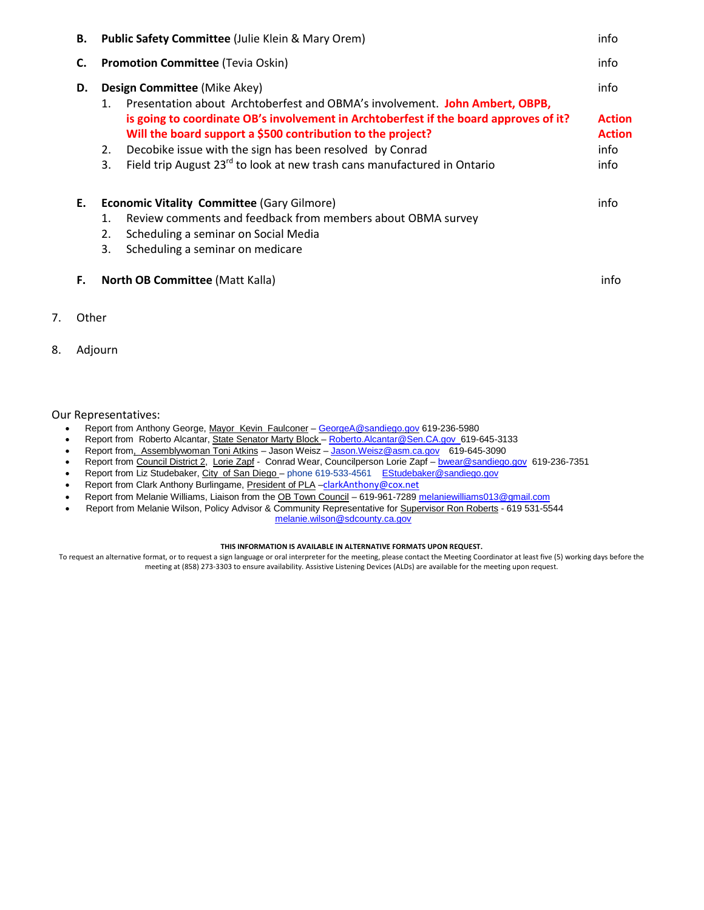**B.** **Public Safety Committee** (Julie Klein & Mary Orem) info

**C.** **Promotion Committee** (Tevia Oskin) info

**D.** **Design Committee** (Mike Akey) info

1. Presentation about Archtoberfest and OBMA's involvement. **John Ambert, OBPB, is going to coordinate OB's involvement in Archtoberfest if the board approves of it?** **Action** **Will the board support a $500 contribution to the project?** **Action**
2. Decobike issue with the sign has been resolved by Conrad info
3. Field trip August 23rd to look at new trash cans manufactured in Ontario info

**E.** **Economic Vitality Committee** (Gary Gilmore) info

1. Review comments and feedback from members about OBMA survey
2. Scheduling a seminar on Social Media
3. Scheduling a seminar on medicare

**F.** **North OB Committee** (Matt Kalla) info

7. Other

8. Adjourn

Our Representatives:

- Report from Anthony George, Mayor Kevin Faulconer – GeorgeA@sandiego.gov 619-236-5980
- Report from Roberto Alcantar, State Senator Marty Block – Roberto.Alcantar@Sen.CA.gov 619-645-3133
- Report from, Assemblywoman Toni Atkins – Jason Weisz – Jason.Weisz@asm.ca.gov 619-645-3090
- Report from Council District 2, Lorie Zapf - Conrad Wear, Councilperson Lorie Zapf – bwear@sandiego.gov 619-236-7351
- Report from Liz Studebaker, City of San Diego – phone 619-533-4561 EStudebaker@sandiego.gov
- Report from Clark Anthony Burlingame, President of PLA –clarkAnthony@cox.net
- Report from Melanie Williams, Liaison from the OB Town Council – 619-961-7289 melaniewilliams013@gmail.com
- Report from Melanie Wilson, Policy Advisor & Community Representative for Supervisor Ron Roberts - 619 531-5544 melanie.wilson@sdcounty.ca.gov

**THIS INFORMATION IS AVAILABLE IN ALTERNATIVE FORMATS UPON REQUEST.**

To request an alternative format, or to request a sign language or oral interpreter for the meeting, please contact the Meeting Coordinator at least five (5) working days before the meeting at (858) 273-3303 to ensure availability. Assistive Listening Devices (ALDs) are available for the meeting upon request.